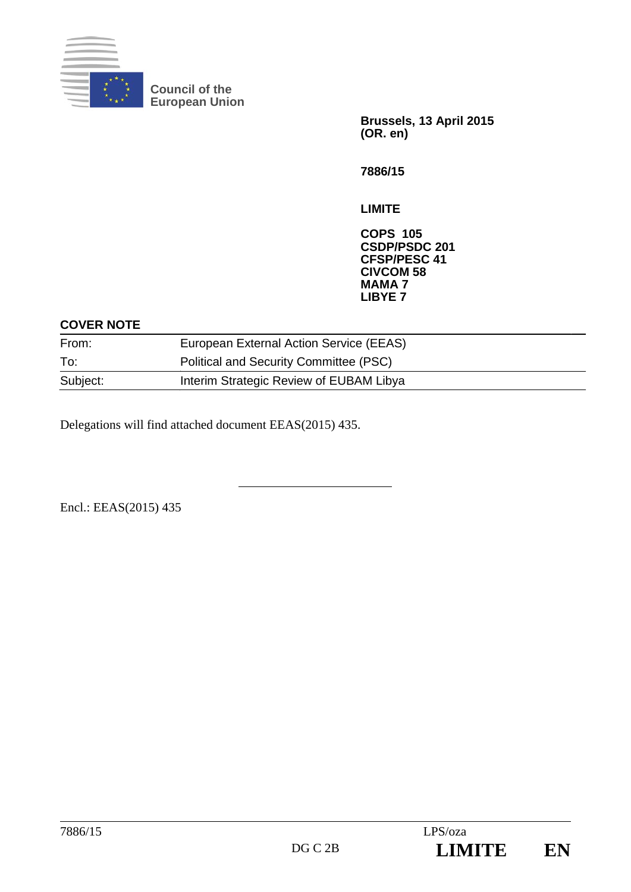Council of the European Union

**Brussels, 13 April 2015**
**(OR. en)**

**7886/15**

**LIMITE**

**COPS 105**
**CSDP/PSDC 201**
**CFSP/PESC 41**
**CIVCOM 58**
**MAMA 7**
**LIBYE 7**

**COVER NOTE**

| | |
|---|---|
| From: | European External Action Service (EEAS) |
| To: | Political and Security Committee (PSC) |
| Subject: | Interim Strategic Review of EUBAM Libya |

Delegations will find attached document EEAS(2015) 435.

Encl.: EEAS(2015) 435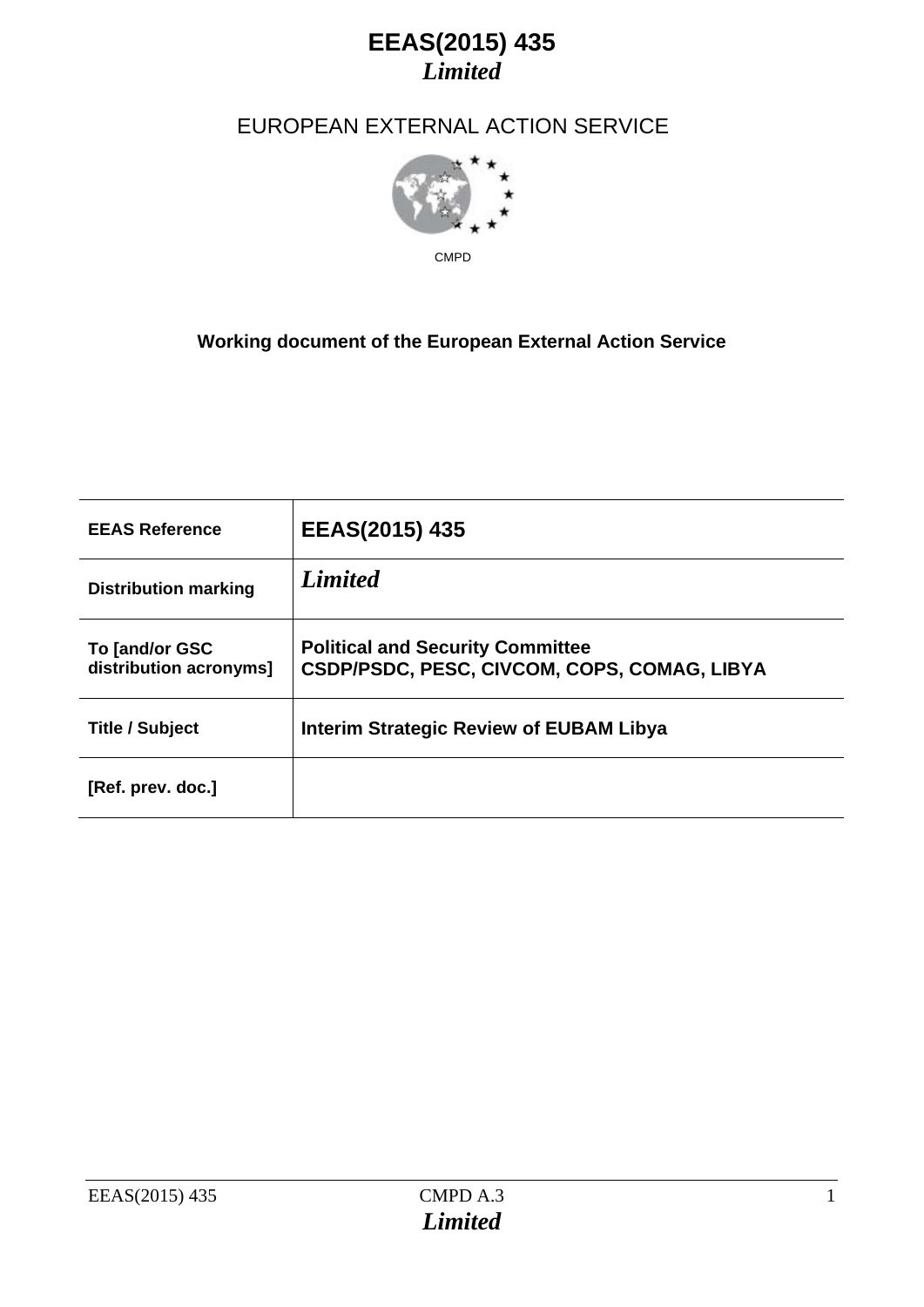# EEAS(2015) 435
***Limited***

EUROPEAN EXTERNAL ACTION SERVICE

CMPD

**Working document of the European External Action Service**

| | |
|---|---|
| **EEAS Reference** | **EEAS(2015) 435** |
| **Distribution marking** | ***Limited*** |
| **To [and/or GSC distribution acronyms]** | **Political and Security Committee**<br>**CSDP/PSDC, PESC, CIVCOM, COPS, COMAG, LIBYA** |
| **Title / Subject** | **Interim Strategic Review of EUBAM Libya** |
| **[Ref. prev. doc.]** | |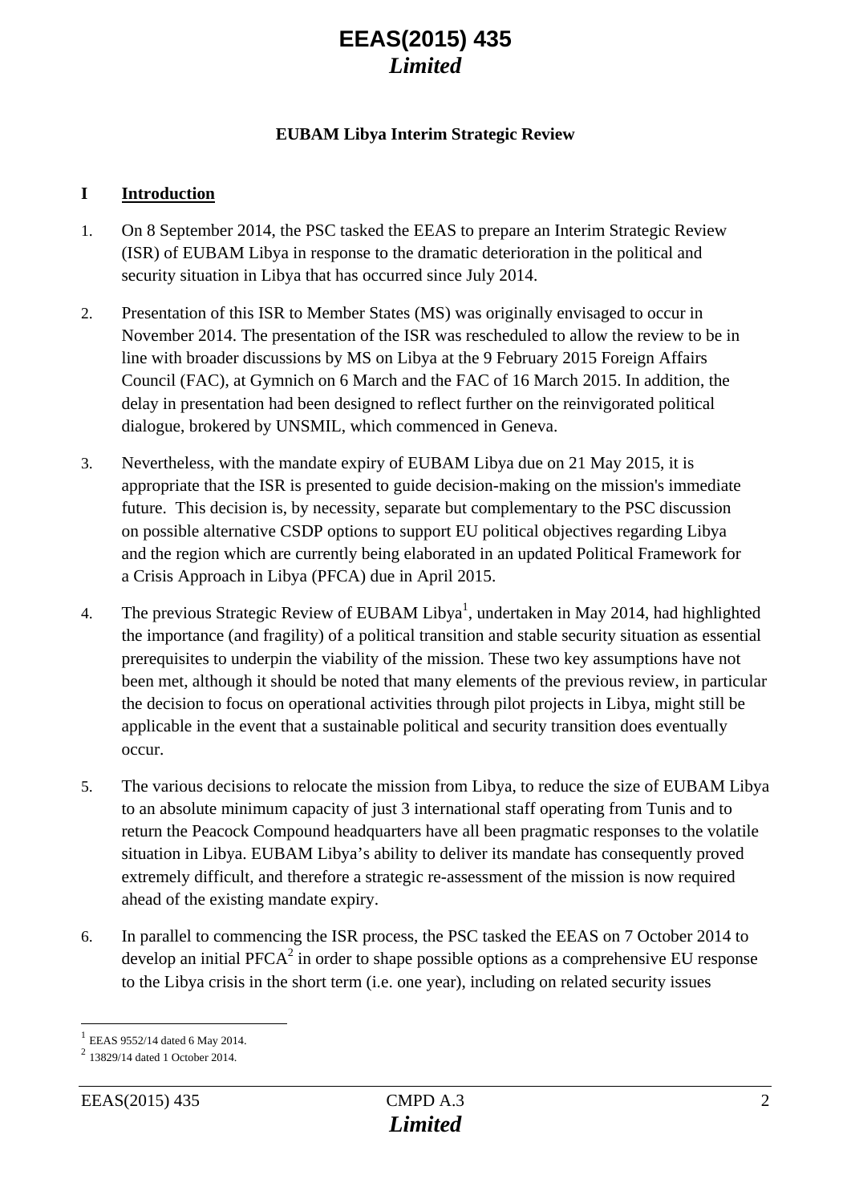**EUBAM Libya Interim Strategic Review**

## I Introduction

1. On 8 September 2014, the PSC tasked the EEAS to prepare an Interim Strategic Review (ISR) of EUBAM Libya in response to the dramatic deterioration in the political and security situation in Libya that has occurred since July 2014.

2. Presentation of this ISR to Member States (MS) was originally envisaged to occur in November 2014. The presentation of the ISR was rescheduled to allow the review to be in line with broader discussions by MS on Libya at the 9 February 2015 Foreign Affairs Council (FAC), at Gymnich on 6 March and the FAC of 16 March 2015. In addition, the delay in presentation had been designed to reflect further on the reinvigorated political dialogue, brokered by UNSMIL, which commenced in Geneva.

3. Nevertheless, with the mandate expiry of EUBAM Libya due on 21 May 2015, it is appropriate that the ISR is presented to guide decision-making on the mission's immediate future. This decision is, by necessity, separate but complementary to the PSC discussion on possible alternative CSDP options to support EU political objectives regarding Libya and the region which are currently being elaborated in an updated Political Framework for a Crisis Approach in Libya (PFCA) due in April 2015.

4. The previous Strategic Review of EUBAM Libya[1], undertaken in May 2014, had highlighted the importance (and fragility) of a political transition and stable security situation as essential prerequisites to underpin the viability of the mission. These two key assumptions have not been met, although it should be noted that many elements of the previous review, in particular the decision to focus on operational activities through pilot projects in Libya, might still be applicable in the event that a sustainable political and security transition does eventually occur.

5. The various decisions to relocate the mission from Libya, to reduce the size of EUBAM Libya to an absolute minimum capacity of just 3 international staff operating from Tunis and to return the Peacock Compound headquarters have all been pragmatic responses to the volatile situation in Libya. EUBAM Libya's ability to deliver its mandate has consequently proved extremely difficult, and therefore a strategic re-assessment of the mission is now required ahead of the existing mandate expiry.

6. In parallel to commencing the ISR process, the PSC tasked the EEAS on 7 October 2014 to develop an initial PFCA[2] in order to shape possible options as a comprehensive EU response to the Libya crisis in the short term (i.e. one year), including on related security issues

---

[1] EEAS 9552/14 dated 6 May 2014.

[2] 13829/14 dated 1 October 2014.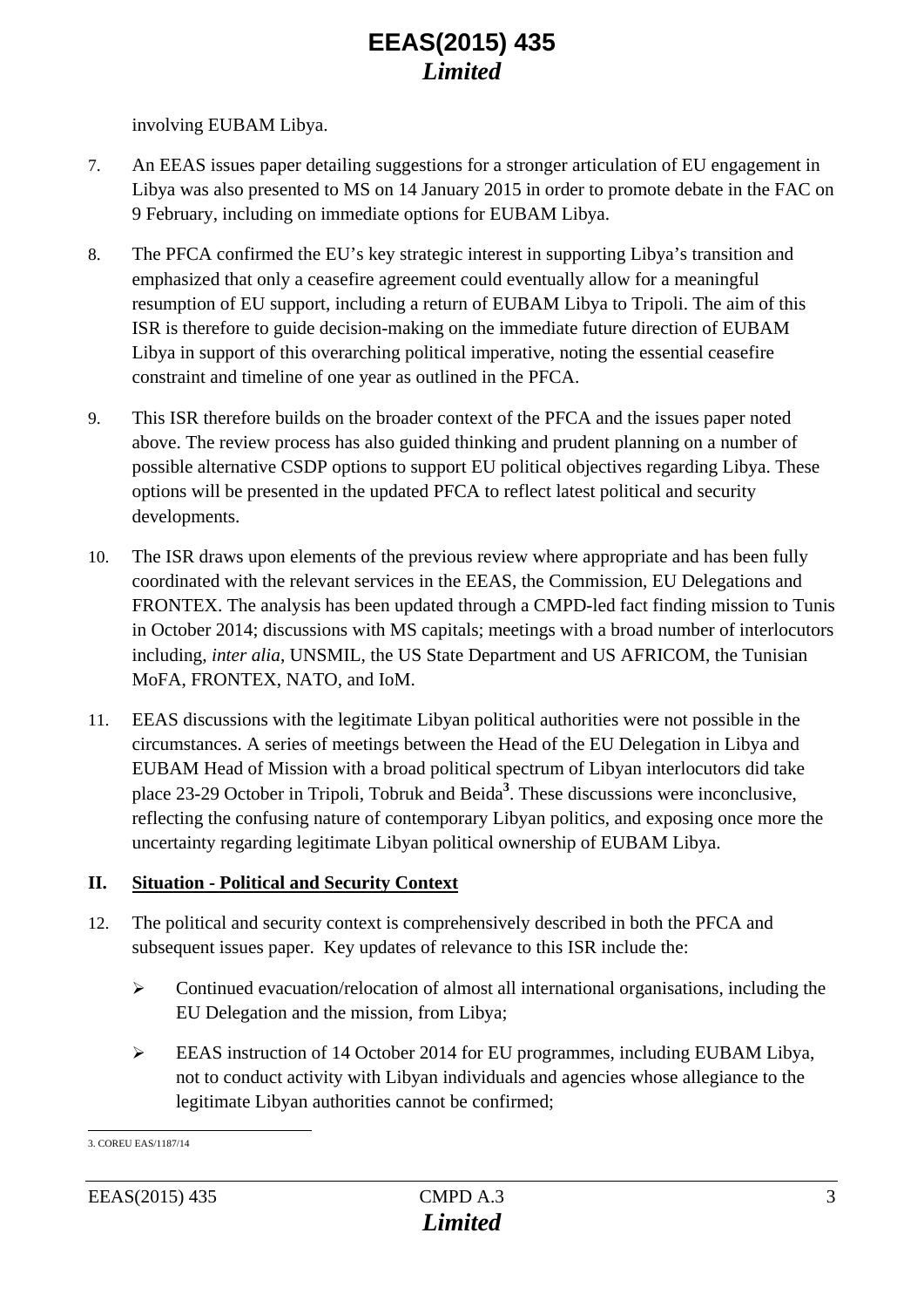involving EUBAM Libya.

7. An EEAS issues paper detailing suggestions for a stronger articulation of EU engagement in Libya was also presented to MS on 14 January 2015 in order to promote debate in the FAC on 9 February, including on immediate options for EUBAM Libya.

8. The PFCA confirmed the EU's key strategic interest in supporting Libya's transition and emphasized that only a ceasefire agreement could eventually allow for a meaningful resumption of EU support, including a return of EUBAM Libya to Tripoli. The aim of this ISR is therefore to guide decision-making on the immediate future direction of EUBAM Libya in support of this overarching political imperative, noting the essential ceasefire constraint and timeline of one year as outlined in the PFCA.

9. This ISR therefore builds on the broader context of the PFCA and the issues paper noted above. The review process has also guided thinking and prudent planning on a number of possible alternative CSDP options to support EU political objectives regarding Libya. These options will be presented in the updated PFCA to reflect latest political and security developments.

10. The ISR draws upon elements of the previous review where appropriate and has been fully coordinated with the relevant services in the EEAS, the Commission, EU Delegations and FRONTEX. The analysis has been updated through a CMPD-led fact finding mission to Tunis in October 2014; discussions with MS capitals; meetings with a broad number of interlocutors including, *inter alia*, UNSMIL, the US State Department and US AFRICOM, the Tunisian MoFA, FRONTEX, NATO, and IoM.

11. EEAS discussions with the legitimate Libyan political authorities were not possible in the circumstances. A series of meetings between the Head of the EU Delegation in Libya and EUBAM Head of Mission with a broad political spectrum of Libyan interlocutors did take place 23-29 October in Tripoli, Tobruk and Beida[3]. These discussions were inconclusive, reflecting the confusing nature of contemporary Libyan politics, and exposing once more the uncertainty regarding legitimate Libyan political ownership of EUBAM Libya.

## II. Situation - Political and Security Context

12. The political and security context is comprehensively described in both the PFCA and subsequent issues paper. Key updates of relevance to this ISR include the:

    - Continued evacuation/relocation of almost all international organisations, including the EU Delegation and the mission, from Libya;
    - EEAS instruction of 14 October 2014 for EU programmes, including EUBAM Libya, not to conduct activity with Libyan individuals and agencies whose allegiance to the legitimate Libyan authorities cannot be confirmed;

---

3. COREU EAS/1187/14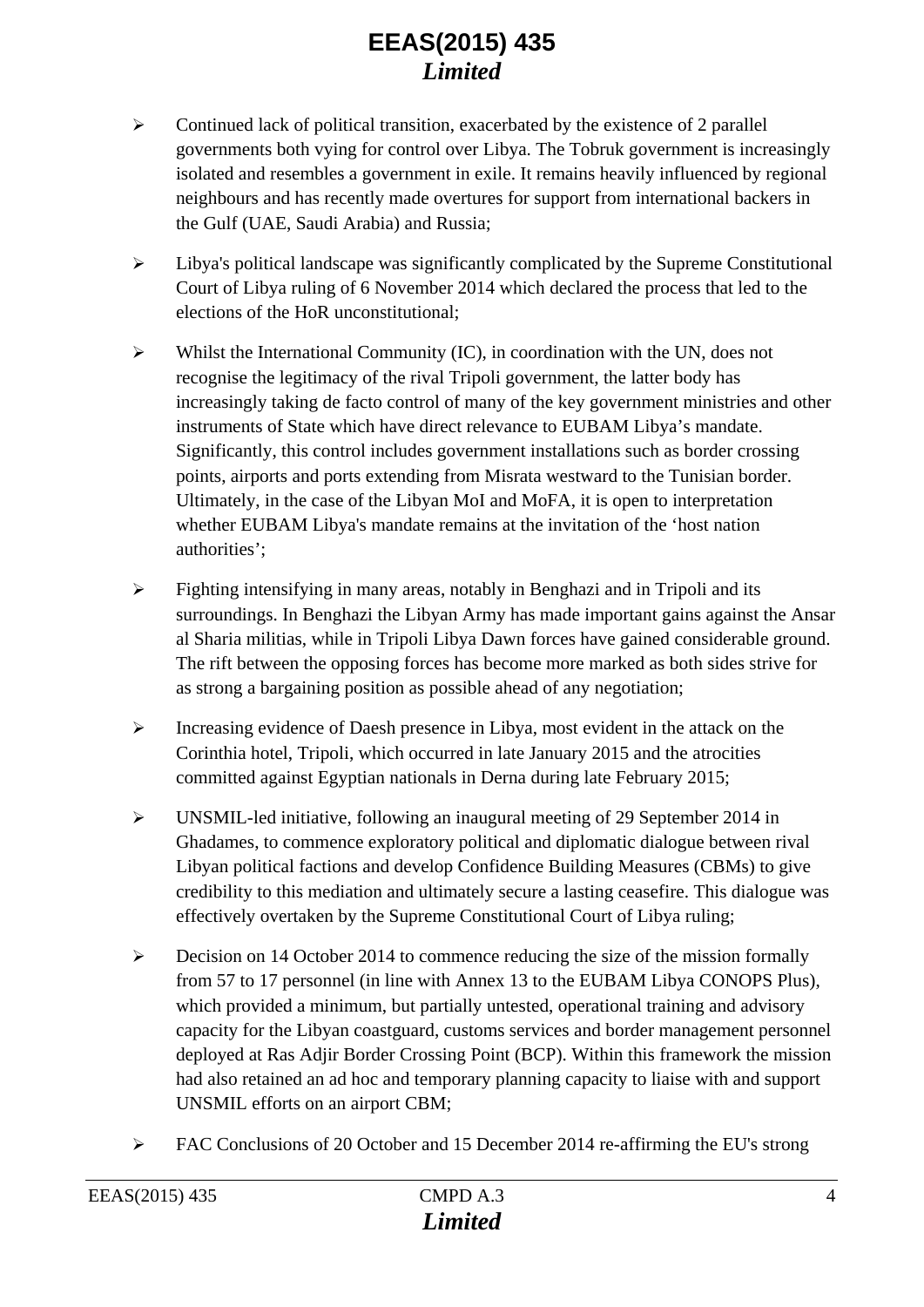- Continued lack of political transition, exacerbated by the existence of 2 parallel governments both vying for control over Libya. The Tobruk government is increasingly isolated and resembles a government in exile. It remains heavily influenced by regional neighbours and has recently made overtures for support from international backers in the Gulf (UAE, Saudi Arabia) and Russia;

- Libya's political landscape was significantly complicated by the Supreme Constitutional Court of Libya ruling of 6 November 2014 which declared the process that led to the elections of the HoR unconstitutional;

- Whilst the International Community (IC), in coordination with the UN, does not recognise the legitimacy of the rival Tripoli government, the latter body has increasingly taking de facto control of many of the key government ministries and other instruments of State which have direct relevance to EUBAM Libya's mandate. Significantly, this control includes government installations such as border crossing points, airports and ports extending from Misrata westward to the Tunisian border. Ultimately, in the case of the Libyan MoI and MoFA, it is open to interpretation whether EUBAM Libya's mandate remains at the invitation of the 'host nation authorities';

- Fighting intensifying in many areas, notably in Benghazi and in Tripoli and its surroundings. In Benghazi the Libyan Army has made important gains against the Ansar al Sharia militias, while in Tripoli Libya Dawn forces have gained considerable ground. The rift between the opposing forces has become more marked as both sides strive for as strong a bargaining position as possible ahead of any negotiation;

- Increasing evidence of Daesh presence in Libya, most evident in the attack on the Corinthia hotel, Tripoli, which occurred in late January 2015 and the atrocities committed against Egyptian nationals in Derna during late February 2015;

- UNSMIL-led initiative, following an inaugural meeting of 29 September 2014 in Ghadames, to commence exploratory political and diplomatic dialogue between rival Libyan political factions and develop Confidence Building Measures (CBMs) to give credibility to this mediation and ultimately secure a lasting ceasefire. This dialogue was effectively overtaken by the Supreme Constitutional Court of Libya ruling;

- Decision on 14 October 2014 to commence reducing the size of the mission formally from 57 to 17 personnel (in line with Annex 13 to the EUBAM Libya CONOPS Plus), which provided a minimum, but partially untested, operational training and advisory capacity for the Libyan coastguard, customs services and border management personnel deployed at Ras Adjir Border Crossing Point (BCP). Within this framework the mission had also retained an ad hoc and temporary planning capacity to liaise with and support UNSMIL efforts on an airport CBM;

- FAC Conclusions of 20 October and 15 December 2014 re-affirming the EU's strong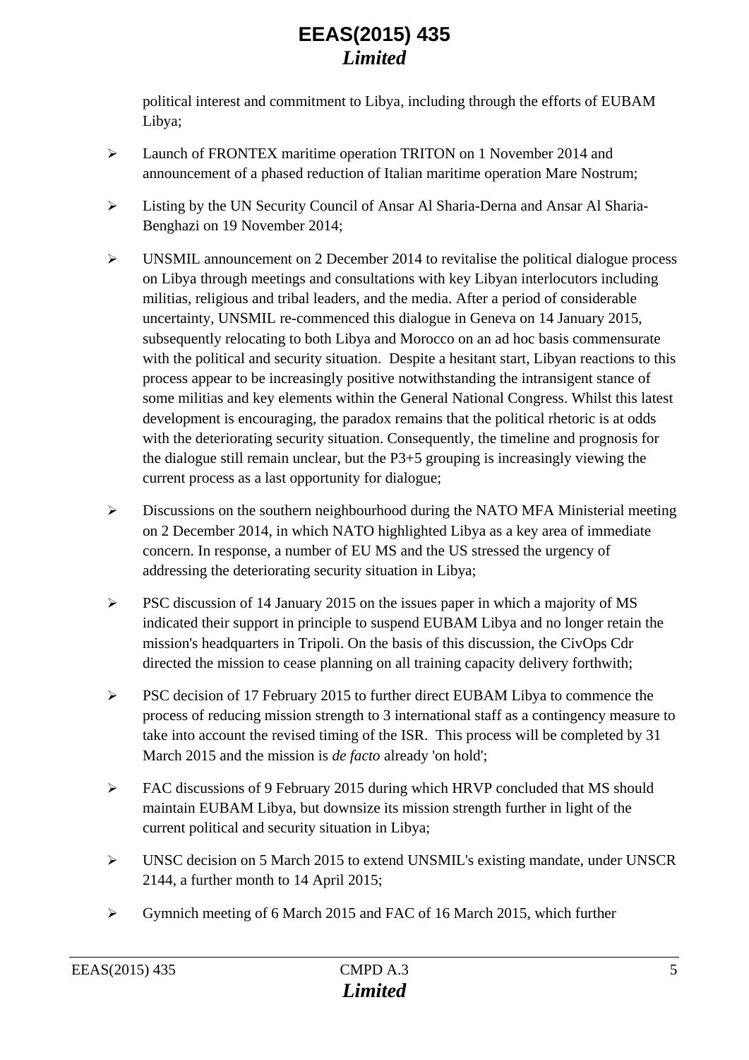political interest and commitment to Libya, including through the efforts of EUBAM Libya;

- Launch of FRONTEX maritime operation TRITON on 1 November 2014 and announcement of a phased reduction of Italian maritime operation Mare Nostrum;
- Listing by the UN Security Council of Ansar Al Sharia-Derna and Ansar Al Sharia-Benghazi on 19 November 2014;
- UNSMIL announcement on 2 December 2014 to revitalise the political dialogue process on Libya through meetings and consultations with key Libyan interlocutors including militias, religious and tribal leaders, and the media. After a period of considerable uncertainty, UNSMIL re-commenced this dialogue in Geneva on 14 January 2015, subsequently relocating to both Libya and Morocco on an ad hoc basis commensurate with the political and security situation. Despite a hesitant start, Libyan reactions to this process appear to be increasingly positive notwithstanding the intransigent stance of some militias and key elements within the General National Congress. Whilst this latest development is encouraging, the paradox remains that the political rhetoric is at odds with the deteriorating security situation. Consequently, the timeline and prognosis for the dialogue still remain unclear, but the P3+5 grouping is increasingly viewing the current process as a last opportunity for dialogue;
- Discussions on the southern neighbourhood during the NATO MFA Ministerial meeting on 2 December 2014, in which NATO highlighted Libya as a key area of immediate concern. In response, a number of EU MS and the US stressed the urgency of addressing the deteriorating security situation in Libya;
- PSC discussion of 14 January 2015 on the issues paper in which a majority of MS indicated their support in principle to suspend EUBAM Libya and no longer retain the mission's headquarters in Tripoli. On the basis of this discussion, the CivOps Cdr directed the mission to cease planning on all training capacity delivery forthwith;
- PSC decision of 17 February 2015 to further direct EUBAM Libya to commence the process of reducing mission strength to 3 international staff as a contingency measure to take into account the revised timing of the ISR. This process will be completed by 31 March 2015 and the mission is *de facto* already 'on hold';
- FAC discussions of 9 February 2015 during which HRVP concluded that MS should maintain EUBAM Libya, but downsize its mission strength further in light of the current political and security situation in Libya;
- UNSC decision on 5 March 2015 to extend UNSMIL's existing mandate, under UNSCR 2144, a further month to 14 April 2015;
- Gymnich meeting of 6 March 2015 and FAC of 16 March 2015, which further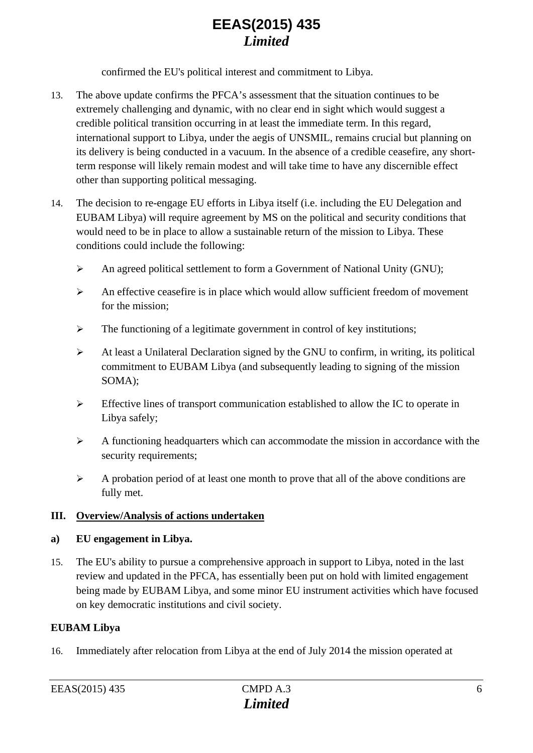confirmed the EU's political interest and commitment to Libya.

13. The above update confirms the PFCA's assessment that the situation continues to be extremely challenging and dynamic, with no clear end in sight which would suggest a credible political transition occurring in at least the immediate term. In this regard, international support to Libya, under the aegis of UNSMIL, remains crucial but planning on its delivery is being conducted in a vacuum. In the absence of a credible ceasefire, any short-term response will likely remain modest and will take time to have any discernible effect other than supporting political messaging.

14. The decision to re-engage EU efforts in Libya itself (i.e. including the EU Delegation and EUBAM Libya) will require agreement by MS on the political and security conditions that would need to be in place to allow a sustainable return of the mission to Libya. These conditions could include the following:

   - An agreed political settlement to form a Government of National Unity (GNU);
   - An effective ceasefire is in place which would allow sufficient freedom of movement for the mission;
   - The functioning of a legitimate government in control of key institutions;
   - At least a Unilateral Declaration signed by the GNU to confirm, in writing, its political commitment to EUBAM Libya (and subsequently leading to signing of the mission SOMA);
   - Effective lines of transport communication established to allow the IC to operate in Libya safely;
   - A functioning headquarters which can accommodate the mission in accordance with the security requirements;
   - A probation period of at least one month to prove that all of the above conditions are fully met.

## III. Overview/Analysis of actions undertaken

### a) EU engagement in Libya.

15. The EU's ability to pursue a comprehensive approach in support to Libya, noted in the last review and updated in the PFCA, has essentially been put on hold with limited engagement being made by EUBAM Libya, and some minor EU instrument activities which have focused on key democratic institutions and civil society.

**EUBAM Libya**

16. Immediately after relocation from Libya at the end of July 2014 the mission operated at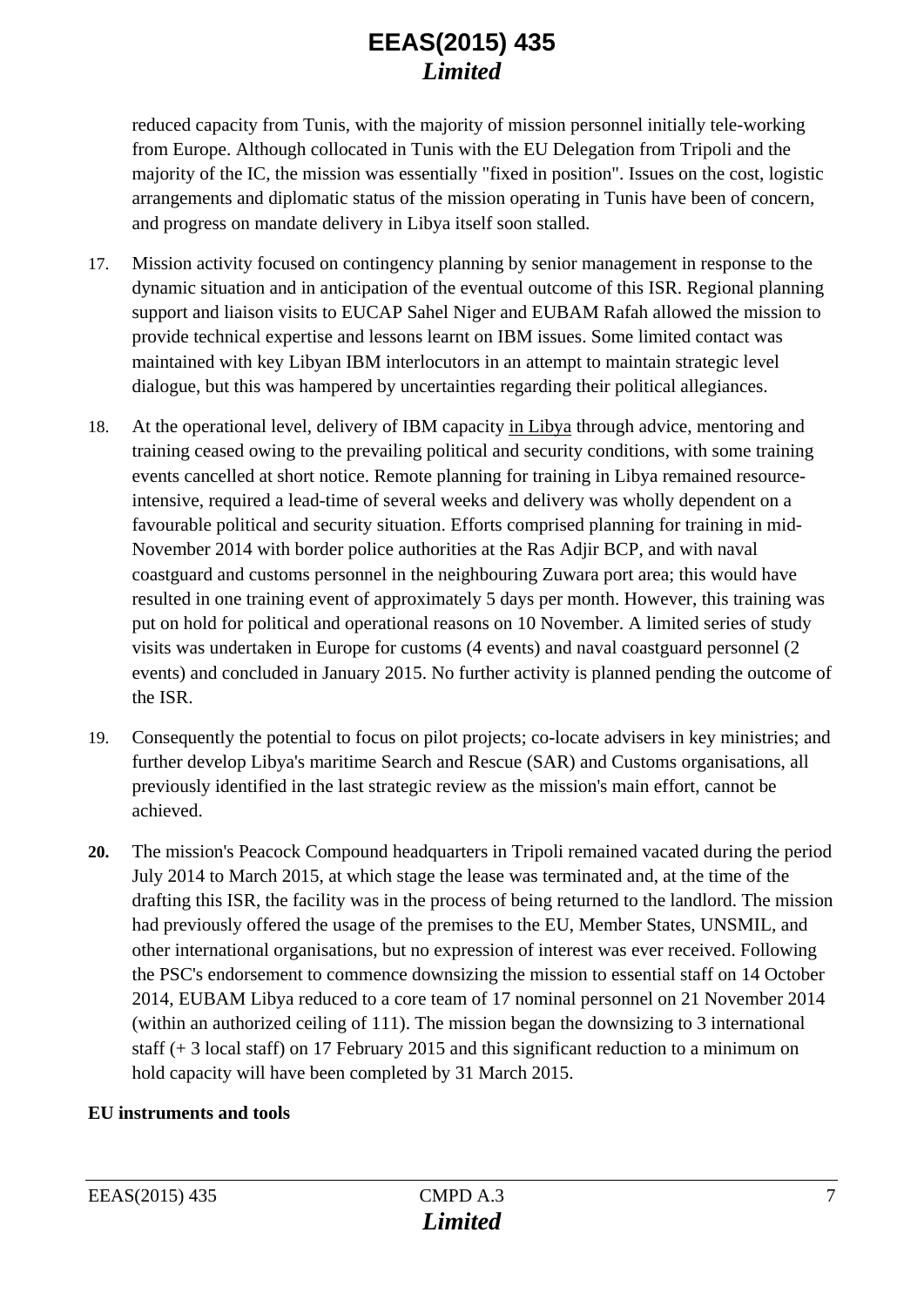reduced capacity from Tunis, with the majority of mission personnel initially tele-working from Europe. Although collocated in Tunis with the EU Delegation from Tripoli and the majority of the IC, the mission was essentially "fixed in position". Issues on the cost, logistic arrangements and diplomatic status of the mission operating in Tunis have been of concern, and progress on mandate delivery in Libya itself soon stalled.

17. Mission activity focused on contingency planning by senior management in response to the dynamic situation and in anticipation of the eventual outcome of this ISR. Regional planning support and liaison visits to EUCAP Sahel Niger and EUBAM Rafah allowed the mission to provide technical expertise and lessons learnt on IBM issues. Some limited contact was maintained with key Libyan IBM interlocutors in an attempt to maintain strategic level dialogue, but this was hampered by uncertainties regarding their political allegiances.

18. At the operational level, delivery of IBM capacity <u>in Libya</u> through advice, mentoring and training ceased owing to the prevailing political and security conditions, with some training events cancelled at short notice. Remote planning for training in Libya remained resource-intensive, required a lead-time of several weeks and delivery was wholly dependent on a favourable political and security situation. Efforts comprised planning for training in mid-November 2014 with border police authorities at the Ras Adjir BCP, and with naval coastguard and customs personnel in the neighbouring Zuwara port area; this would have resulted in one training event of approximately 5 days per month. However, this training was put on hold for political and operational reasons on 10 November. A limited series of study visits was undertaken in Europe for customs (4 events) and naval coastguard personnel (2 events) and concluded in January 2015. No further activity is planned pending the outcome of the ISR.

19. Consequently the potential to focus on pilot projects; co-locate advisers in key ministries; and further develop Libya's maritime Search and Rescue (SAR) and Customs organisations, all previously identified in the last strategic review as the mission's main effort, cannot be achieved.

**20.** The mission's Peacock Compound headquarters in Tripoli remained vacated during the period July 2014 to March 2015, at which stage the lease was terminated and, at the time of the drafting this ISR, the facility was in the process of being returned to the landlord. The mission had previously offered the usage of the premises to the EU, Member States, UNSMIL, and other international organisations, but no expression of interest was ever received. Following the PSC's endorsement to commence downsizing the mission to essential staff on 14 October 2014, EUBAM Libya reduced to a core team of 17 nominal personnel on 21 November 2014 (within an authorized ceiling of 111). The mission began the downsizing to 3 international staff (+ 3 local staff) on 17 February 2015 and this significant reduction to a minimum on hold capacity will have been completed by 31 March 2015.

**EU instruments and tools**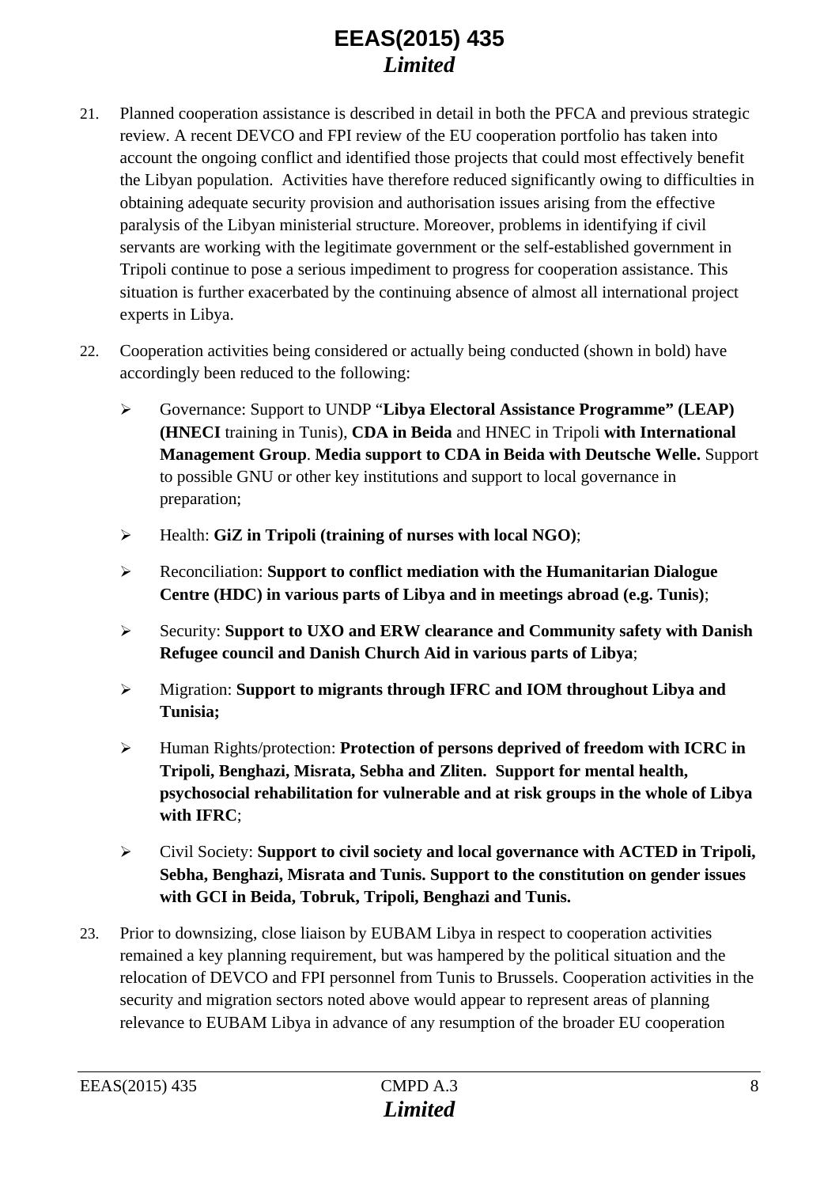21. Planned cooperation assistance is described in detail in both the PFCA and previous strategic review. A recent DEVCO and FPI review of the EU cooperation portfolio has taken into account the ongoing conflict and identified those projects that could most effectively benefit the Libyan population. Activities have therefore reduced significantly owing to difficulties in obtaining adequate security provision and authorisation issues arising from the effective paralysis of the Libyan ministerial structure. Moreover, problems in identifying if civil servants are working with the legitimate government or the self-established government in Tripoli continue to pose a serious impediment to progress for cooperation assistance. This situation is further exacerbated by the continuing absence of almost all international project experts in Libya.

22. Cooperation activities being considered or actually being conducted (shown in bold) have accordingly been reduced to the following:

   - Governance: Support to UNDP "**Libya Electoral Assistance Programme" (LEAP) (HNECI** training in Tunis), **CDA in Beida** and HNEC in Tripoli **with International Management Group**. **Media support to CDA in Beida with Deutsche Welle.** Support to possible GNU or other key institutions and support to local governance in preparation;
   - Health: **GiZ in Tripoli (training of nurses with local NGO)**;
   - Reconciliation: **Support to conflict mediation with the Humanitarian Dialogue Centre (HDC) in various parts of Libya and in meetings abroad (e.g. Tunis)**;
   - Security: **Support to UXO and ERW clearance and Community safety with Danish Refugee council and Danish Church Aid in various parts of Libya**;
   - Migration: **Support to migrants through IFRC and IOM throughout Libya and Tunisia;**
   - Human Rights/protection: **Protection of persons deprived of freedom with ICRC in Tripoli, Benghazi, Misrata, Sebha and Zliten. Support for mental health, psychosocial rehabilitation for vulnerable and at risk groups in the whole of Libya with IFRC**;
   - Civil Society: **Support to civil society and local governance with ACTED in Tripoli, Sebha, Benghazi, Misrata and Tunis. Support to the constitution on gender issues with GCI in Beida, Tobruk, Tripoli, Benghazi and Tunis.**

23. Prior to downsizing, close liaison by EUBAM Libya in respect to cooperation activities remained a key planning requirement, but was hampered by the political situation and the relocation of DEVCO and FPI personnel from Tunis to Brussels. Cooperation activities in the security and migration sectors noted above would appear to represent areas of planning relevance to EUBAM Libya in advance of any resumption of the broader EU cooperation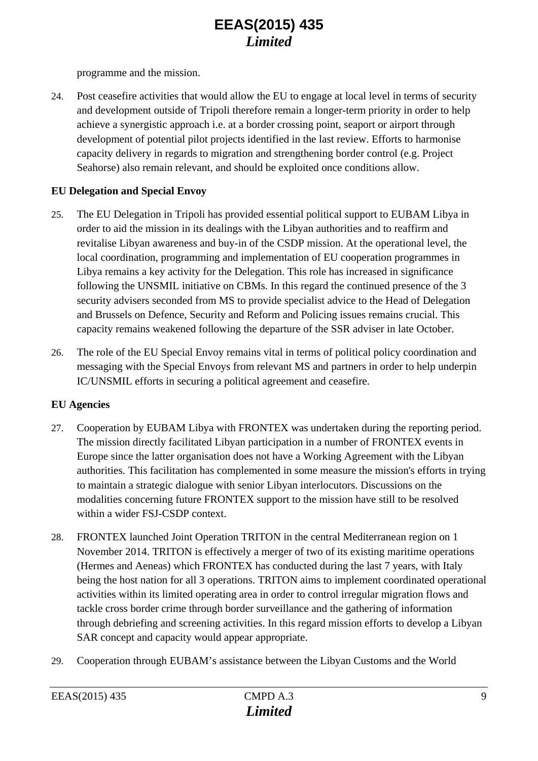programme and the mission.

24. Post ceasefire activities that would allow the EU to engage at local level in terms of security and development outside of Tripoli therefore remain a longer-term priority in order to help achieve a synergistic approach i.e. at a border crossing point, seaport or airport through development of potential pilot projects identified in the last review. Efforts to harmonise capacity delivery in regards to migration and strengthening border control (e.g. Project Seahorse) also remain relevant, and should be exploited once conditions allow.

**EU Delegation and Special Envoy**

25. The EU Delegation in Tripoli has provided essential political support to EUBAM Libya in order to aid the mission in its dealings with the Libyan authorities and to reaffirm and revitalise Libyan awareness and buy-in of the CSDP mission. At the operational level, the local coordination, programming and implementation of EU cooperation programmes in Libya remains a key activity for the Delegation. This role has increased in significance following the UNSMIL initiative on CBMs. In this regard the continued presence of the 3 security advisers seconded from MS to provide specialist advice to the Head of Delegation and Brussels on Defence, Security and Reform and Policing issues remains crucial. This capacity remains weakened following the departure of the SSR adviser in late October.

26. The role of the EU Special Envoy remains vital in terms of political policy coordination and messaging with the Special Envoys from relevant MS and partners in order to help underpin IC/UNSMIL efforts in securing a political agreement and ceasefire.

**EU Agencies**

27. Cooperation by EUBAM Libya with FRONTEX was undertaken during the reporting period. The mission directly facilitated Libyan participation in a number of FRONTEX events in Europe since the latter organisation does not have a Working Agreement with the Libyan authorities. This facilitation has complemented in some measure the mission's efforts in trying to maintain a strategic dialogue with senior Libyan interlocutors. Discussions on the modalities concerning future FRONTEX support to the mission have still to be resolved within a wider FSJ-CSDP context.

28. FRONTEX launched Joint Operation TRITON in the central Mediterranean region on 1 November 2014. TRITON is effectively a merger of two of its existing maritime operations (Hermes and Aeneas) which FRONTEX has conducted during the last 7 years, with Italy being the host nation for all 3 operations. TRITON aims to implement coordinated operational activities within its limited operating area in order to control irregular migration flows and tackle cross border crime through border surveillance and the gathering of information through debriefing and screening activities. In this regard mission efforts to develop a Libyan SAR concept and capacity would appear appropriate.

29. Cooperation through EUBAM's assistance between the Libyan Customs and the World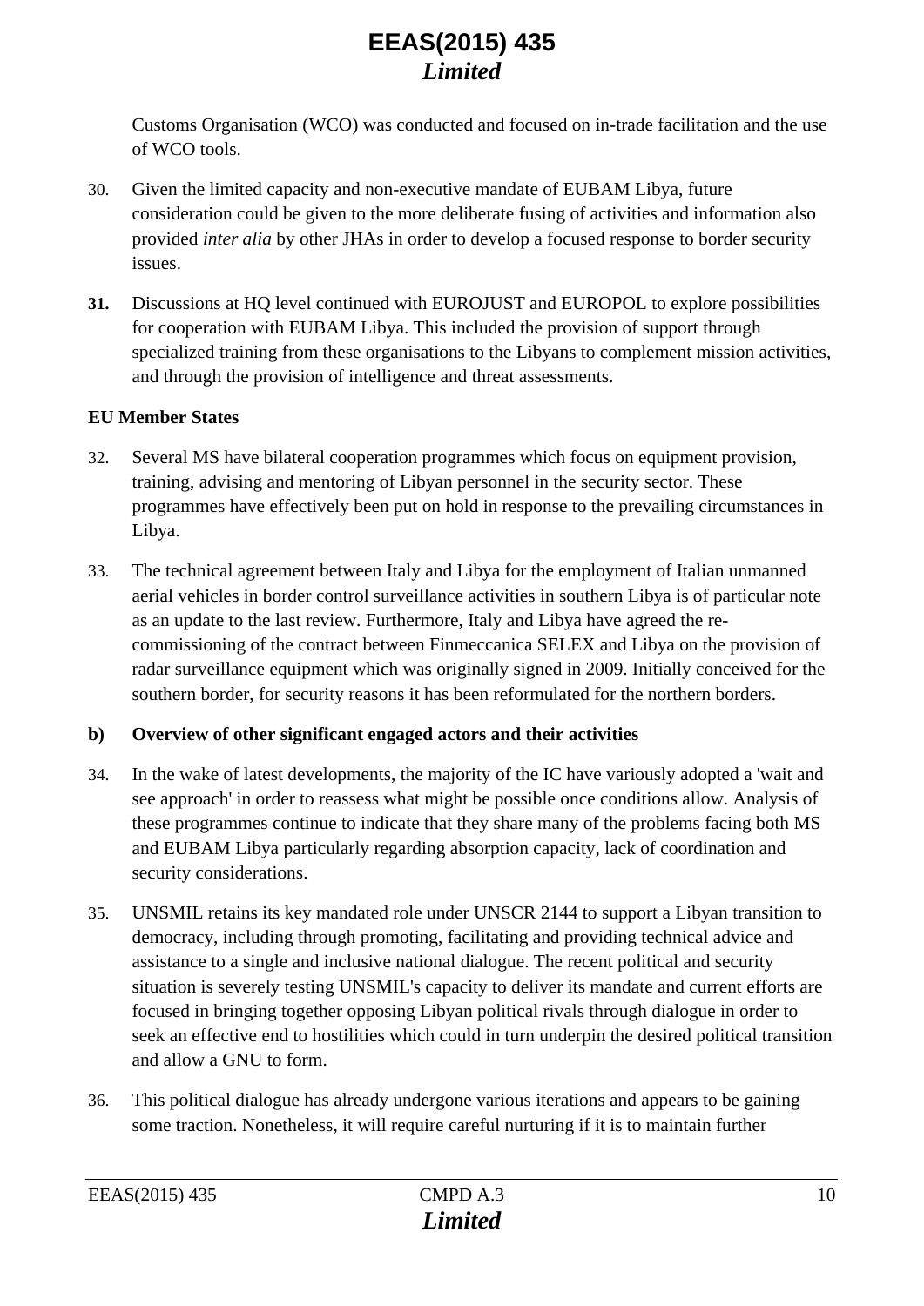Customs Organisation (WCO) was conducted and focused on in-trade facilitation and the use of WCO tools.

30. Given the limited capacity and non-executive mandate of EUBAM Libya, future consideration could be given to the more deliberate fusing of activities and information also provided *inter alia* by other JHAs in order to develop a focused response to border security issues.

**31.** Discussions at HQ level continued with EUROJUST and EUROPOL to explore possibilities for cooperation with EUBAM Libya. This included the provision of support through specialized training from these organisations to the Libyans to complement mission activities, and through the provision of intelligence and threat assessments.

**EU Member States**

32. Several MS have bilateral cooperation programmes which focus on equipment provision, training, advising and mentoring of Libyan personnel in the security sector. These programmes have effectively been put on hold in response to the prevailing circumstances in Libya.

33. The technical agreement between Italy and Libya for the employment of Italian unmanned aerial vehicles in border control surveillance activities in southern Libya is of particular note as an update to the last review. Furthermore, Italy and Libya have agreed the re-commissioning of the contract between Finmeccanica SELEX and Libya on the provision of radar surveillance equipment which was originally signed in 2009. Initially conceived for the southern border, for security reasons it has been reformulated for the northern borders.

**b) Overview of other significant engaged actors and their activities**

34. In the wake of latest developments, the majority of the IC have variously adopted a 'wait and see approach' in order to reassess what might be possible once conditions allow. Analysis of these programmes continue to indicate that they share many of the problems facing both MS and EUBAM Libya particularly regarding absorption capacity, lack of coordination and security considerations.

35. UNSMIL retains its key mandated role under UNSCR 2144 to support a Libyan transition to democracy, including through promoting, facilitating and providing technical advice and assistance to a single and inclusive national dialogue. The recent political and security situation is severely testing UNSMIL's capacity to deliver its mandate and current efforts are focused in bringing together opposing Libyan political rivals through dialogue in order to seek an effective end to hostilities which could in turn underpin the desired political transition and allow a GNU to form.

36. This political dialogue has already undergone various iterations and appears to be gaining some traction. Nonetheless, it will require careful nurturing if it is to maintain further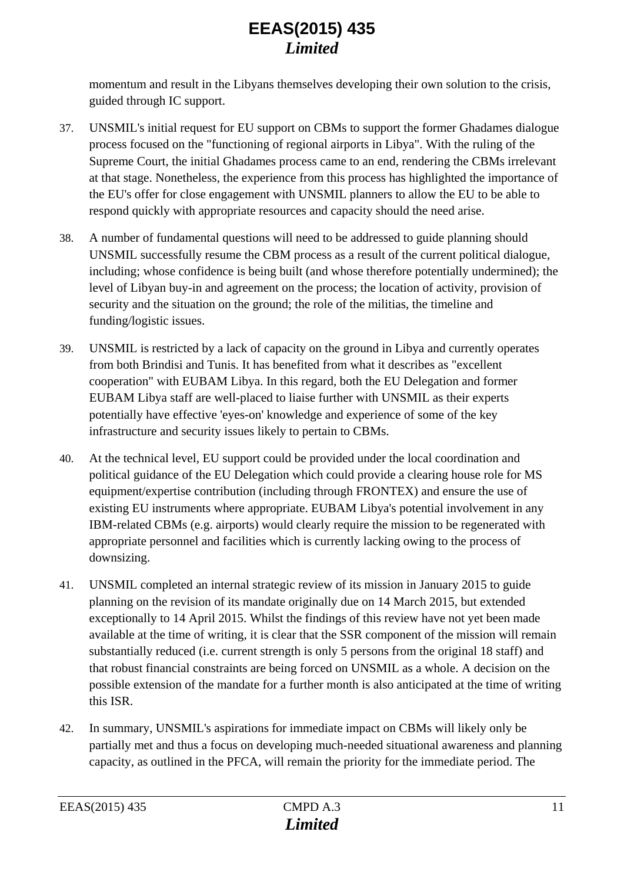momentum and result in the Libyans themselves developing their own solution to the crisis, guided through IC support.

37. UNSMIL's initial request for EU support on CBMs to support the former Ghadames dialogue process focused on the "functioning of regional airports in Libya". With the ruling of the Supreme Court, the initial Ghadames process came to an end, rendering the CBMs irrelevant at that stage. Nonetheless, the experience from this process has highlighted the importance of the EU's offer for close engagement with UNSMIL planners to allow the EU to be able to respond quickly with appropriate resources and capacity should the need arise.

38. A number of fundamental questions will need to be addressed to guide planning should UNSMIL successfully resume the CBM process as a result of the current political dialogue, including; whose confidence is being built (and whose therefore potentially undermined); the level of Libyan buy-in and agreement on the process; the location of activity, provision of security and the situation on the ground; the role of the militias, the timeline and funding/logistic issues.

39. UNSMIL is restricted by a lack of capacity on the ground in Libya and currently operates from both Brindisi and Tunis. It has benefited from what it describes as "excellent cooperation" with EUBAM Libya. In this regard, both the EU Delegation and former EUBAM Libya staff are well-placed to liaise further with UNSMIL as their experts potentially have effective 'eyes-on' knowledge and experience of some of the key infrastructure and security issues likely to pertain to CBMs.

40. At the technical level, EU support could be provided under the local coordination and political guidance of the EU Delegation which could provide a clearing house role for MS equipment/expertise contribution (including through FRONTEX) and ensure the use of existing EU instruments where appropriate. EUBAM Libya's potential involvement in any IBM-related CBMs (e.g. airports) would clearly require the mission to be regenerated with appropriate personnel and facilities which is currently lacking owing to the process of downsizing.

41. UNSMIL completed an internal strategic review of its mission in January 2015 to guide planning on the revision of its mandate originally due on 14 March 2015, but extended exceptionally to 14 April 2015. Whilst the findings of this review have not yet been made available at the time of writing, it is clear that the SSR component of the mission will remain substantially reduced (i.e. current strength is only 5 persons from the original 18 staff) and that robust financial constraints are being forced on UNSMIL as a whole. A decision on the possible extension of the mandate for a further month is also anticipated at the time of writing this ISR.

42. In summary, UNSMIL's aspirations for immediate impact on CBMs will likely only be partially met and thus a focus on developing much-needed situational awareness and planning capacity, as outlined in the PFCA, will remain the priority for the immediate period. The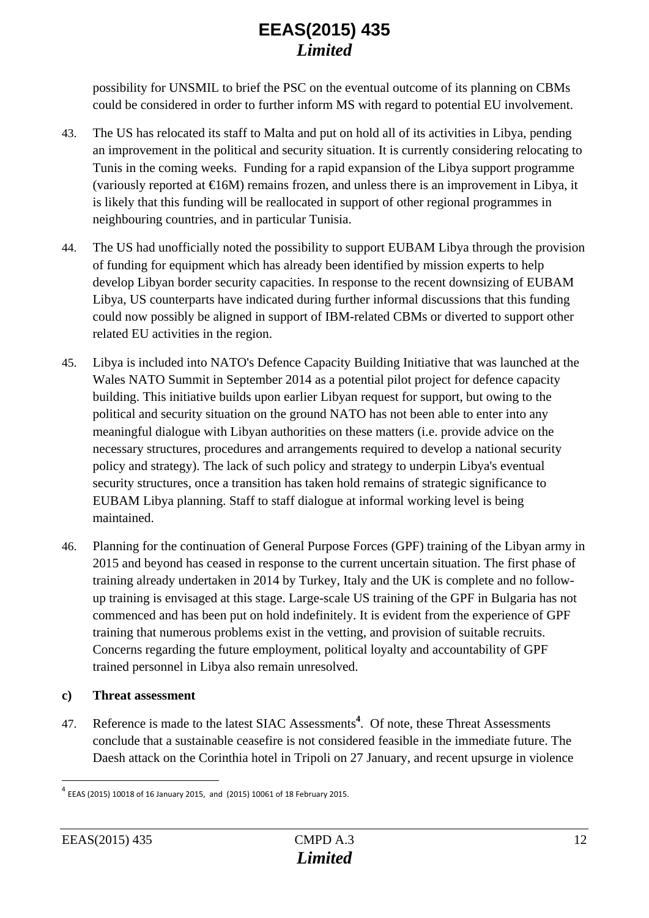possibility for UNSMIL to brief the PSC on the eventual outcome of its planning on CBMs could be considered in order to further inform MS with regard to potential EU involvement.

43. The US has relocated its staff to Malta and put on hold all of its activities in Libya, pending an improvement in the political and security situation. It is currently considering relocating to Tunis in the coming weeks. Funding for a rapid expansion of the Libya support programme (variously reported at €16M) remains frozen, and unless there is an improvement in Libya, it is likely that this funding will be reallocated in support of other regional programmes in neighbouring countries, and in particular Tunisia.

44. The US had unofficially noted the possibility to support EUBAM Libya through the provision of funding for equipment which has already been identified by mission experts to help develop Libyan border security capacities. In response to the recent downsizing of EUBAM Libya, US counterparts have indicated during further informal discussions that this funding could now possibly be aligned in support of IBM-related CBMs or diverted to support other related EU activities in the region.

45. Libya is included into NATO's Defence Capacity Building Initiative that was launched at the Wales NATO Summit in September 2014 as a potential pilot project for defence capacity building. This initiative builds upon earlier Libyan request for support, but owing to the political and security situation on the ground NATO has not been able to enter into any meaningful dialogue with Libyan authorities on these matters (i.e. provide advice on the necessary structures, procedures and arrangements required to develop a national security policy and strategy). The lack of such policy and strategy to underpin Libya's eventual security structures, once a transition has taken hold remains of strategic significance to EUBAM Libya planning. Staff to staff dialogue at informal working level is being maintained.

46. Planning for the continuation of General Purpose Forces (GPF) training of the Libyan army in 2015 and beyond has ceased in response to the current uncertain situation. The first phase of training already undertaken in 2014 by Turkey, Italy and the UK is complete and no follow-up training is envisaged at this stage. Large-scale US training of the GPF in Bulgaria has not commenced and has been put on hold indefinitely. It is evident from the experience of GPF training that numerous problems exist in the vetting, and provision of suitable recruits. Concerns regarding the future employment, political loyalty and accountability of GPF trained personnel in Libya also remain unresolved.

**c) Threat assessment**

47. Reference is made to the latest SIAC Assessments[4]. Of note, these Threat Assessments conclude that a sustainable ceasefire is not considered feasible in the immediate future. The Daesh attack on the Corinthia hotel in Tripoli on 27 January, and recent upsurge in violence

[4] EEAS (2015) 10018 of 16 January 2015, and (2015) 10061 of 18 February 2015.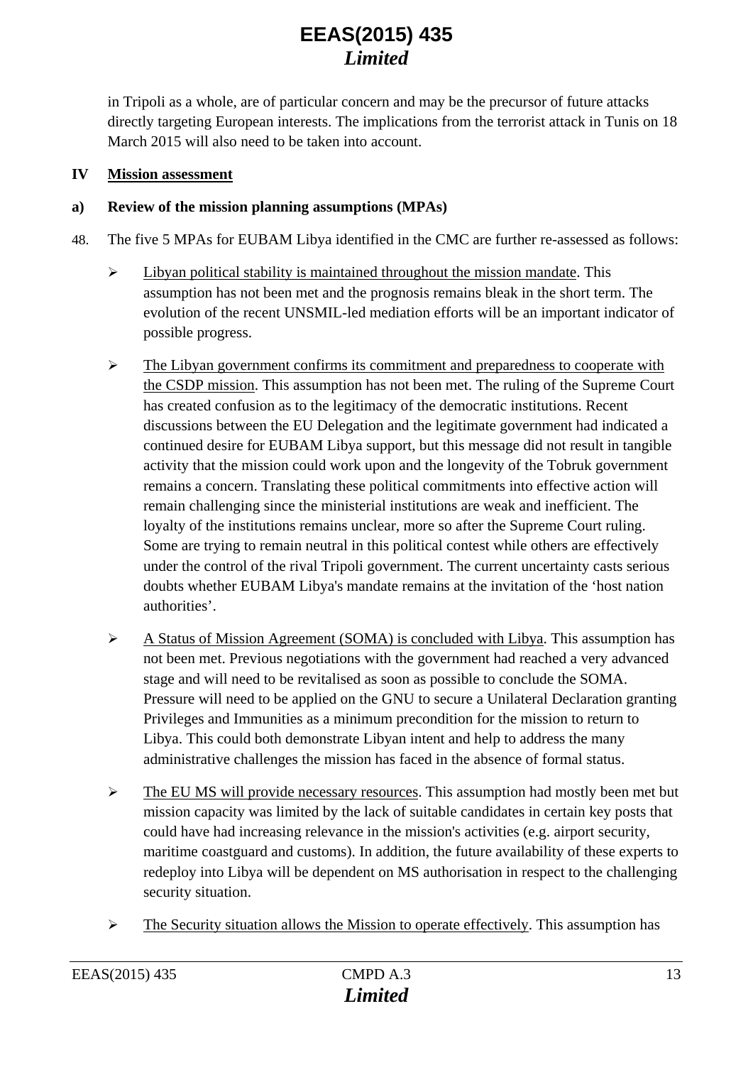in Tripoli as a whole, are of particular concern and may be the precursor of future attacks directly targeting European interests. The implications from the terrorist attack in Tunis on 18 March 2015 will also need to be taken into account.

## IV Mission assessment

### a) Review of the mission planning assumptions (MPAs)

48. The five 5 MPAs for EUBAM Libya identified in the CMC are further re-assessed as follows:

- Libyan political stability is maintained throughout the mission mandate. This assumption has not been met and the prognosis remains bleak in the short term. The evolution of the recent UNSMIL-led mediation efforts will be an important indicator of possible progress.

- The Libyan government confirms its commitment and preparedness to cooperate with the CSDP mission. This assumption has not been met. The ruling of the Supreme Court has created confusion as to the legitimacy of the democratic institutions. Recent discussions between the EU Delegation and the legitimate government had indicated a continued desire for EUBAM Libya support, but this message did not result in tangible activity that the mission could work upon and the longevity of the Tobruk government remains a concern. Translating these political commitments into effective action will remain challenging since the ministerial institutions are weak and inefficient. The loyalty of the institutions remains unclear, more so after the Supreme Court ruling. Some are trying to remain neutral in this political contest while others are effectively under the control of the rival Tripoli government. The current uncertainty casts serious doubts whether EUBAM Libya's mandate remains at the invitation of the 'host nation authorities'.

- A Status of Mission Agreement (SOMA) is concluded with Libya. This assumption has not been met. Previous negotiations with the government had reached a very advanced stage and will need to be revitalised as soon as possible to conclude the SOMA. Pressure will need to be applied on the GNU to secure a Unilateral Declaration granting Privileges and Immunities as a minimum precondition for the mission to return to Libya. This could both demonstrate Libyan intent and help to address the many administrative challenges the mission has faced in the absence of formal status.

- The EU MS will provide necessary resources. This assumption had mostly been met but mission capacity was limited by the lack of suitable candidates in certain key posts that could have had increasing relevance in the mission's activities (e.g. airport security, maritime coastguard and customs). In addition, the future availability of these experts to redeploy into Libya will be dependent on MS authorisation in respect to the challenging security situation.

- The Security situation allows the Mission to operate effectively. This assumption has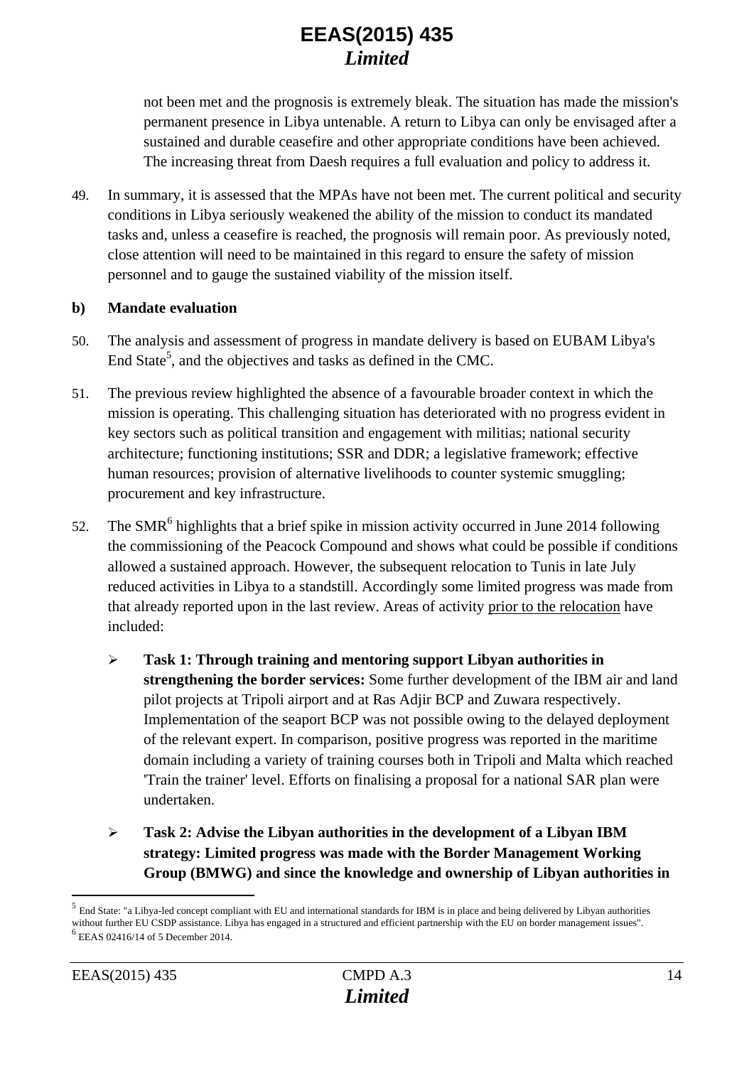not been met and the prognosis is extremely bleak. The situation has made the mission's permanent presence in Libya untenable. A return to Libya can only be envisaged after a sustained and durable ceasefire and other appropriate conditions have been achieved. The increasing threat from Daesh requires a full evaluation and policy to address it.

49. In summary, it is assessed that the MPAs have not been met. The current political and security conditions in Libya seriously weakened the ability of the mission to conduct its mandated tasks and, unless a ceasefire is reached, the prognosis will remain poor. As previously noted, close attention will need to be maintained in this regard to ensure the safety of mission personnel and to gauge the sustained viability of the mission itself.

**b) Mandate evaluation**

50. The analysis and assessment of progress in mandate delivery is based on EUBAM Libya's End State[5], and the objectives and tasks as defined in the CMC.

51. The previous review highlighted the absence of a favourable broader context in which the mission is operating. This challenging situation has deteriorated with no progress evident in key sectors such as political transition and engagement with militias; national security architecture; functioning institutions; SSR and DDR; a legislative framework; effective human resources; provision of alternative livelihoods to counter systemic smuggling; procurement and key infrastructure.

52. The SMR[6] highlights that a brief spike in mission activity occurred in June 2014 following the commissioning of the Peacock Compound and shows what could be possible if conditions allowed a sustained approach. However, the subsequent relocation to Tunis in late July reduced activities in Libya to a standstill. Accordingly some limited progress was made from that already reported upon in the last review. Areas of activity <u>prior to the relocation</u> have included:

- **Task 1: Through training and mentoring support Libyan authorities in strengthening the border services:** Some further development of the IBM air and land pilot projects at Tripoli airport and at Ras Adjir BCP and Zuwara respectively. Implementation of the seaport BCP was not possible owing to the delayed deployment of the relevant expert. In comparison, positive progress was reported in the maritime domain including a variety of training courses both in Tripoli and Malta which reached 'Train the trainer' level. Efforts on finalising a proposal for a national SAR plan were undertaken.

- **Task 2: Advise the Libyan authorities in the development of a Libyan IBM strategy: Limited progress was made with the Border Management Working Group (BMWG) and since the knowledge and ownership of Libyan authorities in**

---

[5] End State: "a Libya-led concept compliant with EU and international standards for IBM is in place and being delivered by Libyan authorities without further EU CSDP assistance. Libya has engaged in a structured and efficient partnership with the EU on border management issues".

[6] EEAS 02416/14 of 5 December 2014.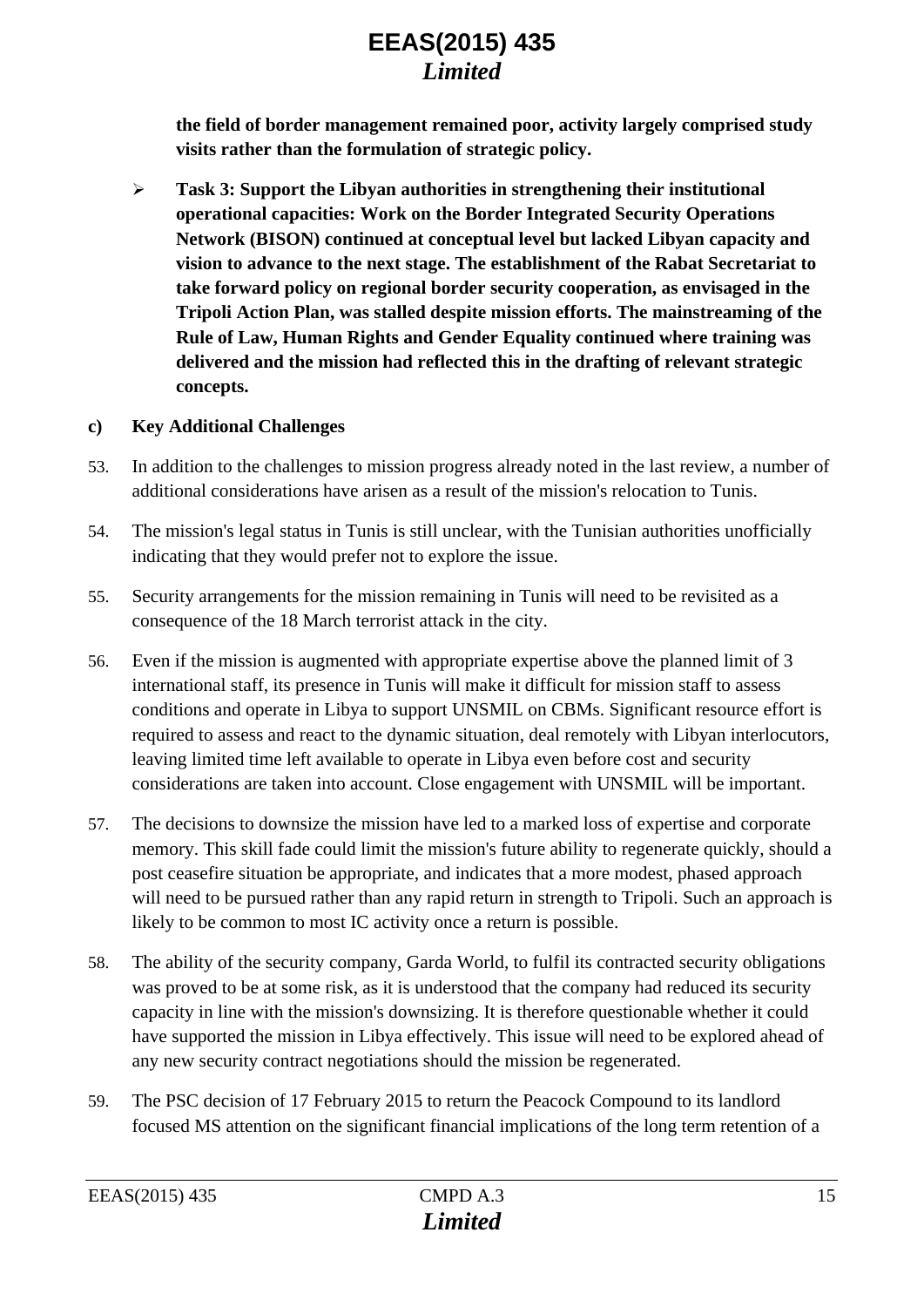**the field of border management remained poor, activity largely comprised study visits rather than the formulation of strategic policy.**

- **Task 3: Support the Libyan authorities in strengthening their institutional operational capacities: Work on the Border Integrated Security Operations Network (BISON) continued at conceptual level but lacked Libyan capacity and vision to advance to the next stage. The establishment of the Rabat Secretariat to take forward policy on regional border security cooperation, as envisaged in the Tripoli Action Plan, was stalled despite mission efforts. The mainstreaming of the Rule of Law, Human Rights and Gender Equality continued where training was delivered and the mission had reflected this in the drafting of relevant strategic concepts.**

**c) Key Additional Challenges**

53. In addition to the challenges to mission progress already noted in the last review, a number of additional considerations have arisen as a result of the mission's relocation to Tunis.

54. The mission's legal status in Tunis is still unclear, with the Tunisian authorities unofficially indicating that they would prefer not to explore the issue.

55. Security arrangements for the mission remaining in Tunis will need to be revisited as a consequence of the 18 March terrorist attack in the city.

56. Even if the mission is augmented with appropriate expertise above the planned limit of 3 international staff, its presence in Tunis will make it difficult for mission staff to assess conditions and operate in Libya to support UNSMIL on CBMs. Significant resource effort is required to assess and react to the dynamic situation, deal remotely with Libyan interlocutors, leaving limited time left available to operate in Libya even before cost and security considerations are taken into account. Close engagement with UNSMIL will be important.

57. The decisions to downsize the mission have led to a marked loss of expertise and corporate memory. This skill fade could limit the mission's future ability to regenerate quickly, should a post ceasefire situation be appropriate, and indicates that a more modest, phased approach will need to be pursued rather than any rapid return in strength to Tripoli. Such an approach is likely to be common to most IC activity once a return is possible.

58. The ability of the security company, Garda World, to fulfil its contracted security obligations was proved to be at some risk, as it is understood that the company had reduced its security capacity in line with the mission's downsizing. It is therefore questionable whether it could have supported the mission in Libya effectively. This issue will need to be explored ahead of any new security contract negotiations should the mission be regenerated.

59. The PSC decision of 17 February 2015 to return the Peacock Compound to its landlord focused MS attention on the significant financial implications of the long term retention of a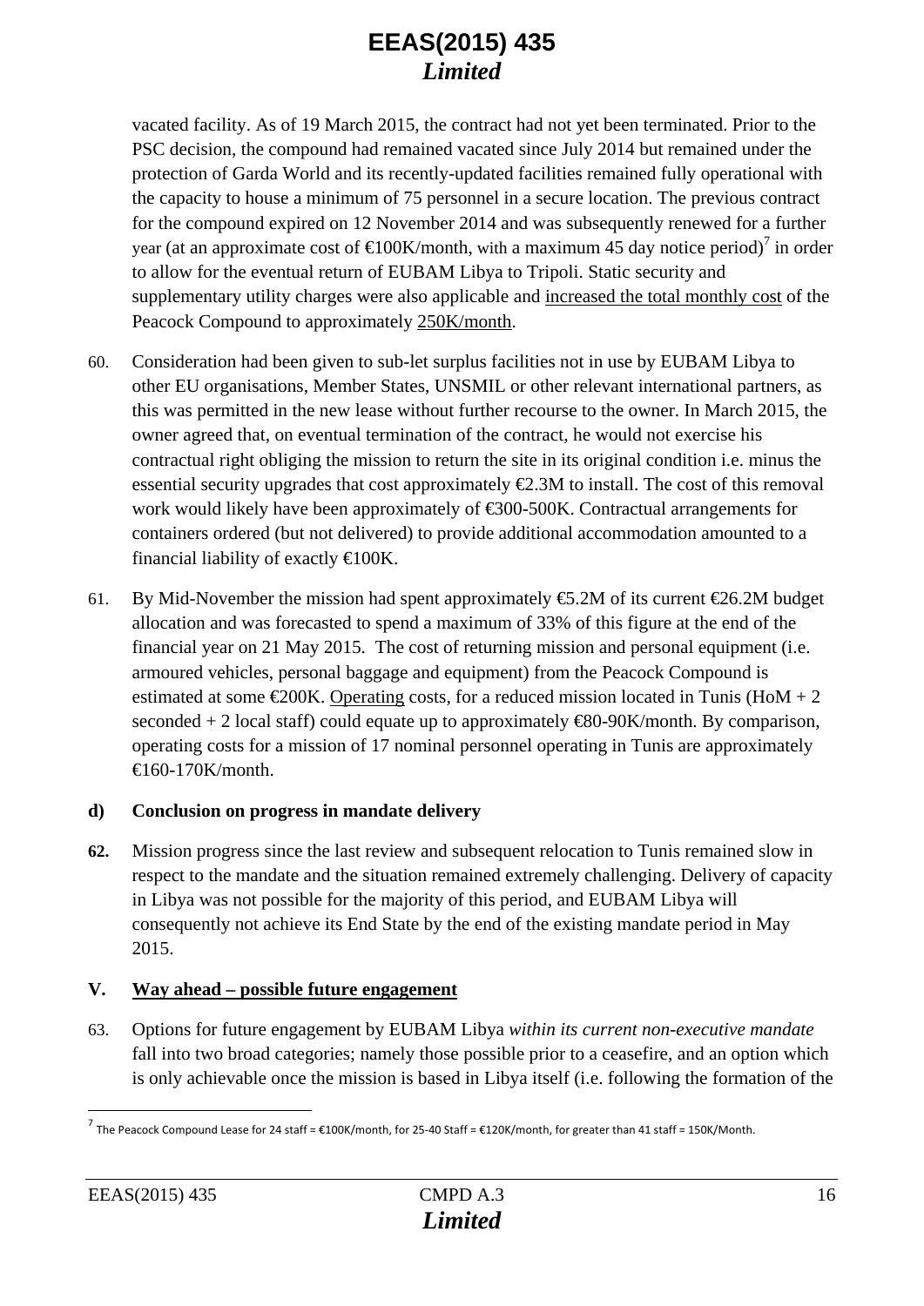vacated facility. As of 19 March 2015, the contract had not yet been terminated. Prior to the PSC decision, the compound had remained vacated since July 2014 but remained under the protection of Garda World and its recently-updated facilities remained fully operational with the capacity to house a minimum of 75 personnel in a secure location. The previous contract for the compound expired on 12 November 2014 and was subsequently renewed for a further year (at an approximate cost of €100K/month, with a maximum 45 day notice period)[7] in order to allow for the eventual return of EUBAM Libya to Tripoli. Static security and supplementary utility charges were also applicable and increased the total monthly cost of the Peacock Compound to approximately 250K/month.

60. Consideration had been given to sub-let surplus facilities not in use by EUBAM Libya to other EU organisations, Member States, UNSMIL or other relevant international partners, as this was permitted in the new lease without further recourse to the owner. In March 2015, the owner agreed that, on eventual termination of the contract, he would not exercise his contractual right obliging the mission to return the site in its original condition i.e. minus the essential security upgrades that cost approximately €2.3M to install. The cost of this removal work would likely have been approximately of €300-500K. Contractual arrangements for containers ordered (but not delivered) to provide additional accommodation amounted to a financial liability of exactly €100K.

61. By Mid-November the mission had spent approximately €5.2M of its current €26.2M budget allocation and was forecasted to spend a maximum of 33% of this figure at the end of the financial year on 21 May 2015. The cost of returning mission and personal equipment (i.e. armoured vehicles, personal baggage and equipment) from the Peacock Compound is estimated at some €200K. Operating costs, for a reduced mission located in Tunis (HoM + 2 seconded + 2 local staff) could equate up to approximately €80-90K/month. By comparison, operating costs for a mission of 17 nominal personnel operating in Tunis are approximately €160-170K/month.

**d) Conclusion on progress in mandate delivery**

**62.** Mission progress since the last review and subsequent relocation to Tunis remained slow in respect to the mandate and the situation remained extremely challenging. Delivery of capacity in Libya was not possible for the majority of this period, and EUBAM Libya will consequently not achieve its End State by the end of the existing mandate period in May 2015.

## V. Way ahead – possible future engagement

63. Options for future engagement by EUBAM Libya *within its current non-executive mandate* fall into two broad categories; namely those possible prior to a ceasefire, and an option which is only achievable once the mission is based in Libya itself (i.e. following the formation of the

[7] The Peacock Compound Lease for 24 staff = €100K/month, for 25-40 Staff = €120K/month, for greater than 41 staff = 150K/Month.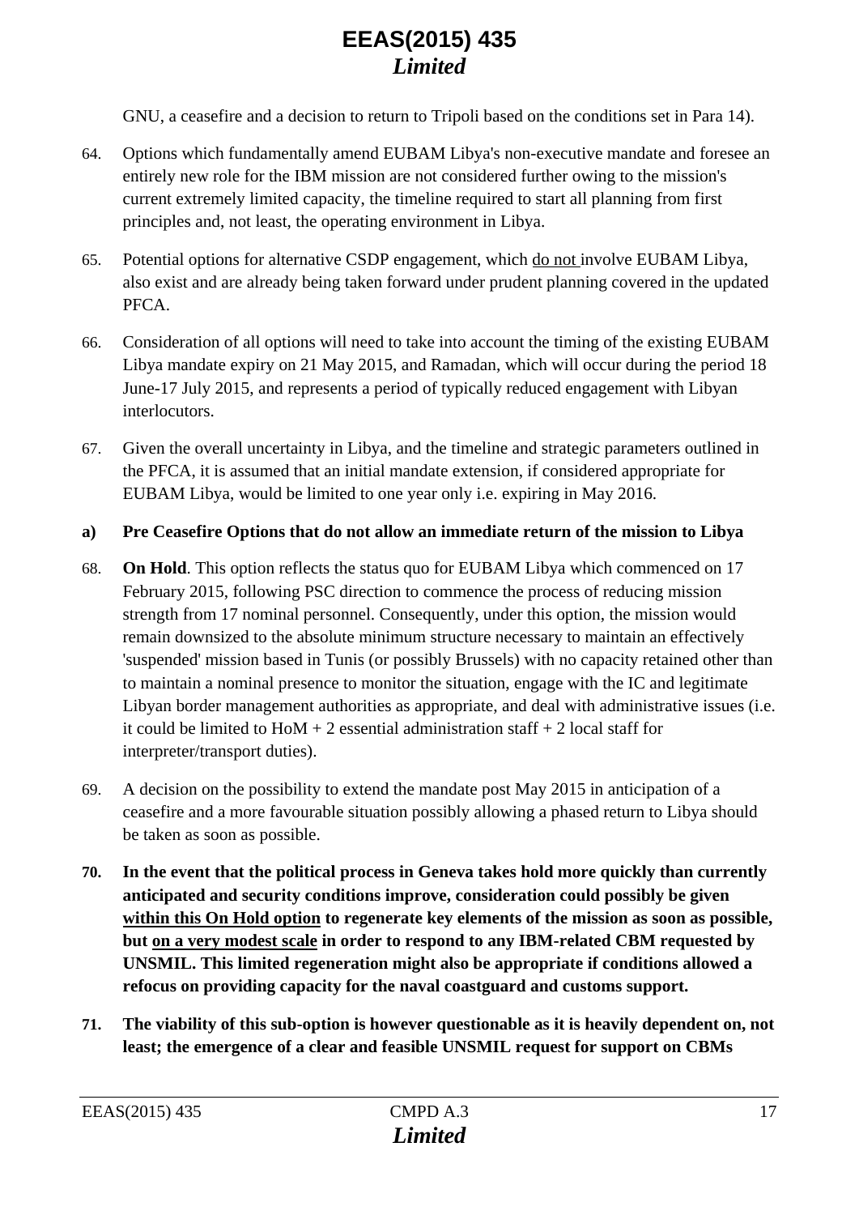GNU, a ceasefire and a decision to return to Tripoli based on the conditions set in Para 14).

64. Options which fundamentally amend EUBAM Libya's non-executive mandate and foresee an entirely new role for the IBM mission are not considered further owing to the mission's current extremely limited capacity, the timeline required to start all planning from first principles and, not least, the operating environment in Libya.

65. Potential options for alternative CSDP engagement, which do not involve EUBAM Libya, also exist and are already being taken forward under prudent planning covered in the updated PFCA.

66. Consideration of all options will need to take into account the timing of the existing EUBAM Libya mandate expiry on 21 May 2015, and Ramadan, which will occur during the period 18 June-17 July 2015, and represents a period of typically reduced engagement with Libyan interlocutors.

67. Given the overall uncertainty in Libya, and the timeline and strategic parameters outlined in the PFCA, it is assumed that an initial mandate extension, if considered appropriate for EUBAM Libya, would be limited to one year only i.e. expiring in May 2016.

**a) Pre Ceasefire Options that do not allow an immediate return of the mission to Libya**

68. **On Hold**. This option reflects the status quo for EUBAM Libya which commenced on 17 February 2015, following PSC direction to commence the process of reducing mission strength from 17 nominal personnel. Consequently, under this option, the mission would remain downsized to the absolute minimum structure necessary to maintain an effectively 'suspended' mission based in Tunis (or possibly Brussels) with no capacity retained other than to maintain a nominal presence to monitor the situation, engage with the IC and legitimate Libyan border management authorities as appropriate, and deal with administrative issues (i.e. it could be limited to HoM + 2 essential administration staff + 2 local staff for interpreter/transport duties).

69. A decision on the possibility to extend the mandate post May 2015 in anticipation of a ceasefire and a more favourable situation possibly allowing a phased return to Libya should be taken as soon as possible.

**70. In the event that the political process in Geneva takes hold more quickly than currently anticipated and security conditions improve, consideration could possibly be given <u>within this On Hold option</u> to regenerate key elements of the mission as soon as possible, but <u>on a very modest scale</u> in order to respond to any IBM-related CBM requested by UNSMIL. This limited regeneration might also be appropriate if conditions allowed a refocus on providing capacity for the naval coastguard and customs support.**

**71. The viability of this sub-option is however questionable as it is heavily dependent on, not least; the emergence of a clear and feasible UNSMIL request for support on CBMs**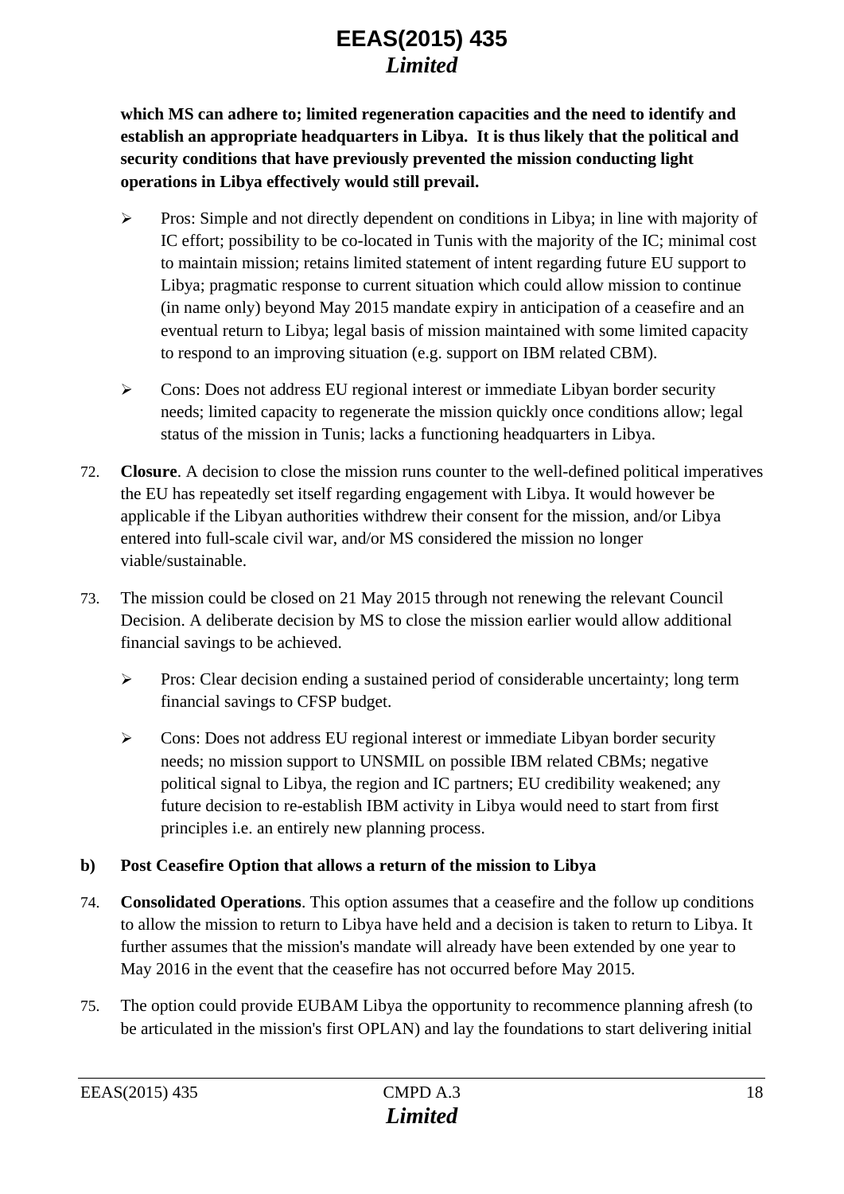**which MS can adhere to; limited regeneration capacities and the need to identify and establish an appropriate headquarters in Libya. It is thus likely that the political and security conditions that have previously prevented the mission conducting light operations in Libya effectively would still prevail.**

- Pros: Simple and not directly dependent on conditions in Libya; in line with majority of IC effort; possibility to be co-located in Tunis with the majority of the IC; minimal cost to maintain mission; retains limited statement of intent regarding future EU support to Libya; pragmatic response to current situation which could allow mission to continue (in name only) beyond May 2015 mandate expiry in anticipation of a ceasefire and an eventual return to Libya; legal basis of mission maintained with some limited capacity to respond to an improving situation (e.g. support on IBM related CBM).

- Cons: Does not address EU regional interest or immediate Libyan border security needs; limited capacity to regenerate the mission quickly once conditions allow; legal status of the mission in Tunis; lacks a functioning headquarters in Libya.

72. **Closure**. A decision to close the mission runs counter to the well-defined political imperatives the EU has repeatedly set itself regarding engagement with Libya. It would however be applicable if the Libyan authorities withdrew their consent for the mission, and/or Libya entered into full-scale civil war, and/or MS considered the mission no longer viable/sustainable.

73. The mission could be closed on 21 May 2015 through not renewing the relevant Council Decision. A deliberate decision by MS to close the mission earlier would allow additional financial savings to be achieved.

   - Pros: Clear decision ending a sustained period of considerable uncertainty; long term financial savings to CFSP budget.

   - Cons: Does not address EU regional interest or immediate Libyan border security needs; no mission support to UNSMIL on possible IBM related CBMs; negative political signal to Libya, the region and IC partners; EU credibility weakened; any future decision to re-establish IBM activity in Libya would need to start from first principles i.e. an entirely new planning process.

**b) Post Ceasefire Option that allows a return of the mission to Libya**

74. **Consolidated Operations**. This option assumes that a ceasefire and the follow up conditions to allow the mission to return to Libya have held and a decision is taken to return to Libya. It further assumes that the mission's mandate will already have been extended by one year to May 2016 in the event that the ceasefire has not occurred before May 2015.

75. The option could provide EUBAM Libya the opportunity to recommence planning afresh (to be articulated in the mission's first OPLAN) and lay the foundations to start delivering initial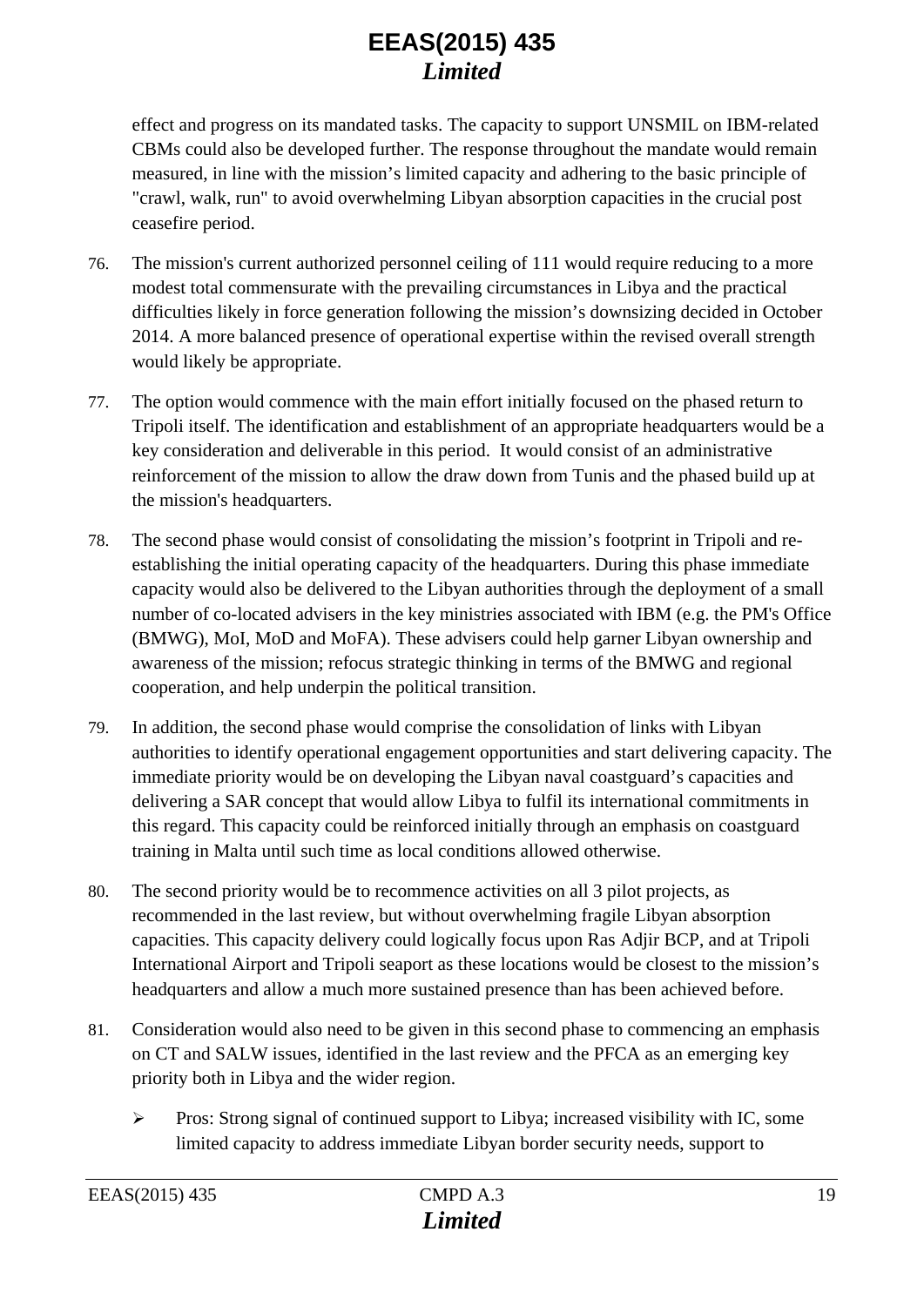effect and progress on its mandated tasks. The capacity to support UNSMIL on IBM-related CBMs could also be developed further. The response throughout the mandate would remain measured, in line with the mission's limited capacity and adhering to the basic principle of "crawl, walk, run" to avoid overwhelming Libyan absorption capacities in the crucial post ceasefire period.

76. The mission's current authorized personnel ceiling of 111 would require reducing to a more modest total commensurate with the prevailing circumstances in Libya and the practical difficulties likely in force generation following the mission's downsizing decided in October 2014. A more balanced presence of operational expertise within the revised overall strength would likely be appropriate.

77. The option would commence with the main effort initially focused on the phased return to Tripoli itself. The identification and establishment of an appropriate headquarters would be a key consideration and deliverable in this period. It would consist of an administrative reinforcement of the mission to allow the draw down from Tunis and the phased build up at the mission's headquarters.

78. The second phase would consist of consolidating the mission's footprint in Tripoli and re-establishing the initial operating capacity of the headquarters. During this phase immediate capacity would also be delivered to the Libyan authorities through the deployment of a small number of co-located advisers in the key ministries associated with IBM (e.g. the PM's Office (BMWG), MoI, MoD and MoFA). These advisers could help garner Libyan ownership and awareness of the mission; refocus strategic thinking in terms of the BMWG and regional cooperation, and help underpin the political transition.

79. In addition, the second phase would comprise the consolidation of links with Libyan authorities to identify operational engagement opportunities and start delivering capacity. The immediate priority would be on developing the Libyan naval coastguard's capacities and delivering a SAR concept that would allow Libya to fulfil its international commitments in this regard. This capacity could be reinforced initially through an emphasis on coastguard training in Malta until such time as local conditions allowed otherwise.

80. The second priority would be to recommence activities on all 3 pilot projects, as recommended in the last review, but without overwhelming fragile Libyan absorption capacities. This capacity delivery could logically focus upon Ras Adjir BCP, and at Tripoli International Airport and Tripoli seaport as these locations would be closest to the mission's headquarters and allow a much more sustained presence than has been achieved before.

81. Consideration would also need to be given in this second phase to commencing an emphasis on CT and SALW issues, identified in the last review and the PFCA as an emerging key priority both in Libya and the wider region.

- Pros: Strong signal of continued support to Libya; increased visibility with IC, some limited capacity to address immediate Libyan border security needs, support to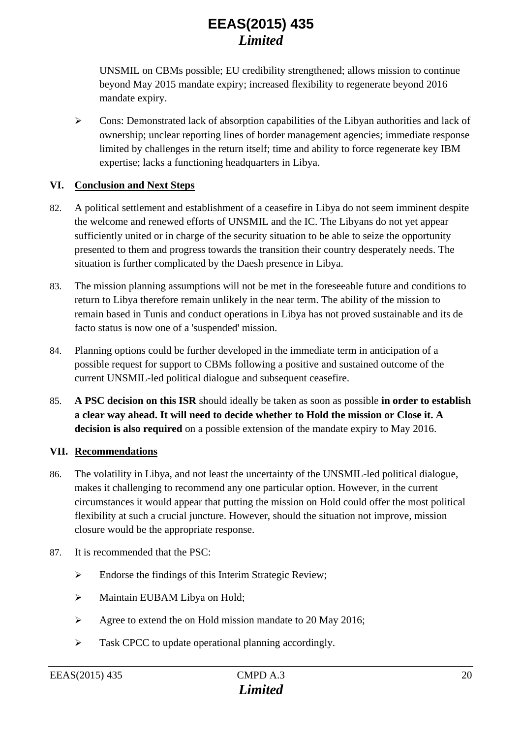UNSMIL on CBMs possible; EU credibility strengthened; allows mission to continue beyond May 2015 mandate expiry; increased flexibility to regenerate beyond 2016 mandate expiry.

- Cons: Demonstrated lack of absorption capabilities of the Libyan authorities and lack of ownership; unclear reporting lines of border management agencies; immediate response limited by challenges in the return itself; time and ability to force regenerate key IBM expertise; lacks a functioning headquarters in Libya.

## VI. Conclusion and Next Steps

82. A political settlement and establishment of a ceasefire in Libya do not seem imminent despite the welcome and renewed efforts of UNSMIL and the IC. The Libyans do not yet appear sufficiently united or in charge of the security situation to be able to seize the opportunity presented to them and progress towards the transition their country desperately needs. The situation is further complicated by the Daesh presence in Libya.

83. The mission planning assumptions will not be met in the foreseeable future and conditions to return to Libya therefore remain unlikely in the near term. The ability of the mission to remain based in Tunis and conduct operations in Libya has not proved sustainable and its de facto status is now one of a 'suspended' mission.

84. Planning options could be further developed in the immediate term in anticipation of a possible request for support to CBMs following a positive and sustained outcome of the current UNSMIL-led political dialogue and subsequent ceasefire.

85. **A PSC decision on this ISR** should ideally be taken as soon as possible **in order to establish a clear way ahead. It will need to decide whether to Hold the mission or Close it. A decision is also required** on a possible extension of the mandate expiry to May 2016.

## VII. Recommendations

86. The volatility in Libya, and not least the uncertainty of the UNSMIL-led political dialogue, makes it challenging to recommend any one particular option. However, in the current circumstances it would appear that putting the mission on Hold could offer the most political flexibility at such a crucial juncture. However, should the situation not improve, mission closure would be the appropriate response.

87. It is recommended that the PSC:

    - Endorse the findings of this Interim Strategic Review;
    - Maintain EUBAM Libya on Hold;
    - Agree to extend the on Hold mission mandate to 20 May 2016;
    - Task CPCC to update operational planning accordingly.